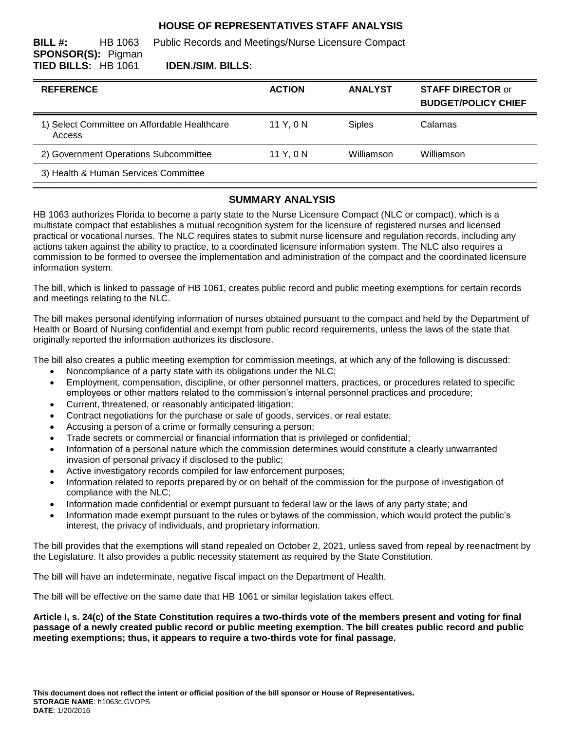# HOUSE OF REPRESENTATIVES STAFF ANALYSIS

**BILL #:** HB 1063 Public Records and Meetings/Nurse Licensure Compact
**SPONSOR(S):** Pigman
**TIED BILLS:** HB 1061 **IDEN./SIM. BILLS:**

| REFERENCE | ACTION | ANALYST | STAFF DIRECTOR or BUDGET/POLICY CHIEF |
|---|---|---|---|
| 1) Select Committee on Affordable Healthcare Access | 11 Y, 0 N | Siples | Calamas |
| 2) Government Operations Subcommittee | 11 Y, 0 N | Williamson | Williamson |
| 3) Health & Human Services Committee | | | |

## SUMMARY ANALYSIS

HB 1063 authorizes Florida to become a party state to the Nurse Licensure Compact (NLC or compact), which is a multistate compact that establishes a mutual recognition system for the licensure of registered nurses and licensed practical or vocational nurses. The NLC requires states to submit nurse licensure and regulation records, including any actions taken against the ability to practice, to a coordinated licensure information system. The NLC also requires a commission to be formed to oversee the implementation and administration of the compact and the coordinated licensure information system.

The bill, which is linked to passage of HB 1061, creates public record and public meeting exemptions for certain records and meetings relating to the NLC.

The bill makes personal identifying information of nurses obtained pursuant to the compact and held by the Department of Health or Board of Nursing confidential and exempt from public record requirements, unless the laws of the state that originally reported the information authorizes its disclosure.

The bill also creates a public meeting exemption for commission meetings, at which any of the following is discussed:

- Noncompliance of a party state with its obligations under the NLC;
- Employment, compensation, discipline, or other personnel matters, practices, or procedures related to specific employees or other matters related to the commission's internal personnel practices and procedure;
- Current, threatened, or reasonably anticipated litigation;
- Contract negotiations for the purchase or sale of goods, services, or real estate;
- Accusing a person of a crime or formally censuring a person;
- Trade secrets or commercial or financial information that is privileged or confidential;
- Information of a personal nature which the commission determines would constitute a clearly unwarranted invasion of personal privacy if disclosed to the public;
- Active investigatory records compiled for law enforcement purposes;
- Information related to reports prepared by or on behalf of the commission for the purpose of investigation of compliance with the NLC;
- Information made confidential or exempt pursuant to federal law or the laws of any party state; and
- Information made exempt pursuant to the rules or bylaws of the commission, which would protect the public's interest, the privacy of individuals, and proprietary information.

The bill provides that the exemptions will stand repealed on October 2, 2021, unless saved from repeal by reenactment by the Legislature. It also provides a public necessity statement as required by the State Constitution.

The bill will have an indeterminate, negative fiscal impact on the Department of Health.

The bill will be effective on the same date that HB 1061 or similar legislation takes effect.

**Article I, s. 24(c) of the State Constitution requires a two-thirds vote of the members present and voting for final passage of a newly created public record or public meeting exemption. The bill creates public record and public meeting exemptions; thus, it appears to require a two-thirds vote for final passage.**

**This document does not reflect the intent or official position of the bill sponsor or House of Representatives.**
**STORAGE NAME**: h1063c.GVOPS
**DATE**: 1/20/2016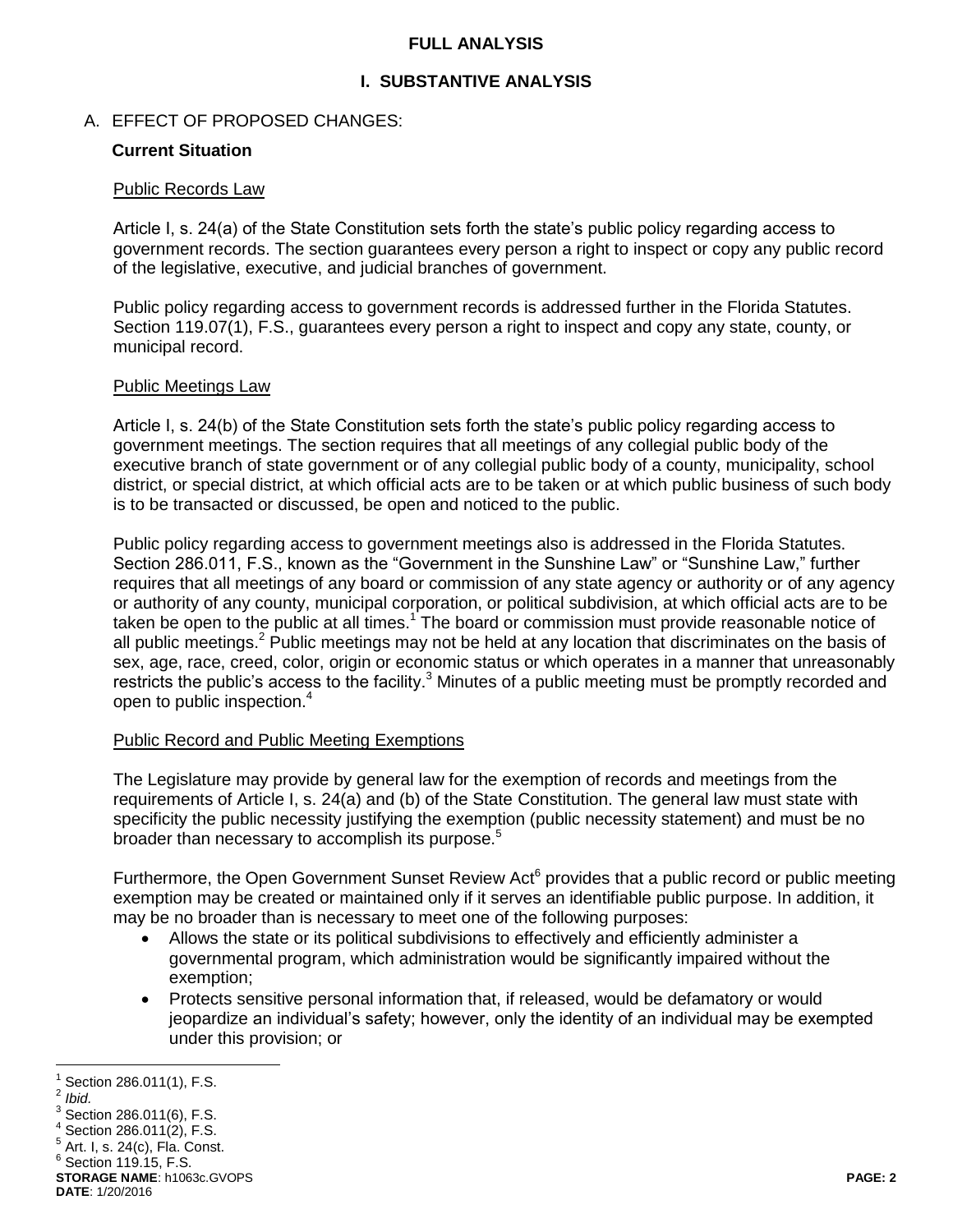## FULL ANALYSIS

## I. SUBSTANTIVE ANALYSIS

### A. EFFECT OF PROPOSED CHANGES:

**Current Situation**

Public Records Law

Article I, s. 24(a) of the State Constitution sets forth the state's public policy regarding access to government records. The section guarantees every person a right to inspect or copy any public record of the legislative, executive, and judicial branches of government.

Public policy regarding access to government records is addressed further in the Florida Statutes. Section 119.07(1), F.S., guarantees every person a right to inspect and copy any state, county, or municipal record.

Public Meetings Law

Article I, s. 24(b) of the State Constitution sets forth the state's public policy regarding access to government meetings. The section requires that all meetings of any collegial public body of the executive branch of state government or of any collegial public body of a county, municipality, school district, or special district, at which official acts are to be taken or at which public business of such body is to be transacted or discussed, be open and noticed to the public.

Public policy regarding access to government meetings also is addressed in the Florida Statutes. Section 286.011, F.S., known as the "Government in the Sunshine Law" or "Sunshine Law," further requires that all meetings of any board or commission of any state agency or authority or of any agency or authority of any county, municipal corporation, or political subdivision, at which official acts are to be taken be open to the public at all times.[1] The board or commission must provide reasonable notice of all public meetings.[2] Public meetings may not be held at any location that discriminates on the basis of sex, age, race, creed, color, origin or economic status or which operates in a manner that unreasonably restricts the public's access to the facility.[3] Minutes of a public meeting must be promptly recorded and open to public inspection.[4]

Public Record and Public Meeting Exemptions

The Legislature may provide by general law for the exemption of records and meetings from the requirements of Article I, s. 24(a) and (b) of the State Constitution. The general law must state with specificity the public necessity justifying the exemption (public necessity statement) and must be no broader than necessary to accomplish its purpose.[5]

Furthermore, the Open Government Sunset Review Act[6] provides that a public record or public meeting exemption may be created or maintained only if it serves an identifiable public purpose. In addition, it may be no broader than is necessary to meet one of the following purposes:

- Allows the state or its political subdivisions to effectively and efficiently administer a governmental program, which administration would be significantly impaired without the exemption;
- Protects sensitive personal information that, if released, would be defamatory or would jeopardize an individual's safety; however, only the identity of an individual may be exempted under this provision; or

---

[1] Section 286.011(1), F.S.
[2] *Ibid.*
[3] Section 286.011(6), F.S.
[4] Section 286.011(2), F.S.
[5] Art. I, s. 24(c), Fla. Const.
[6] Section 119.15, F.S.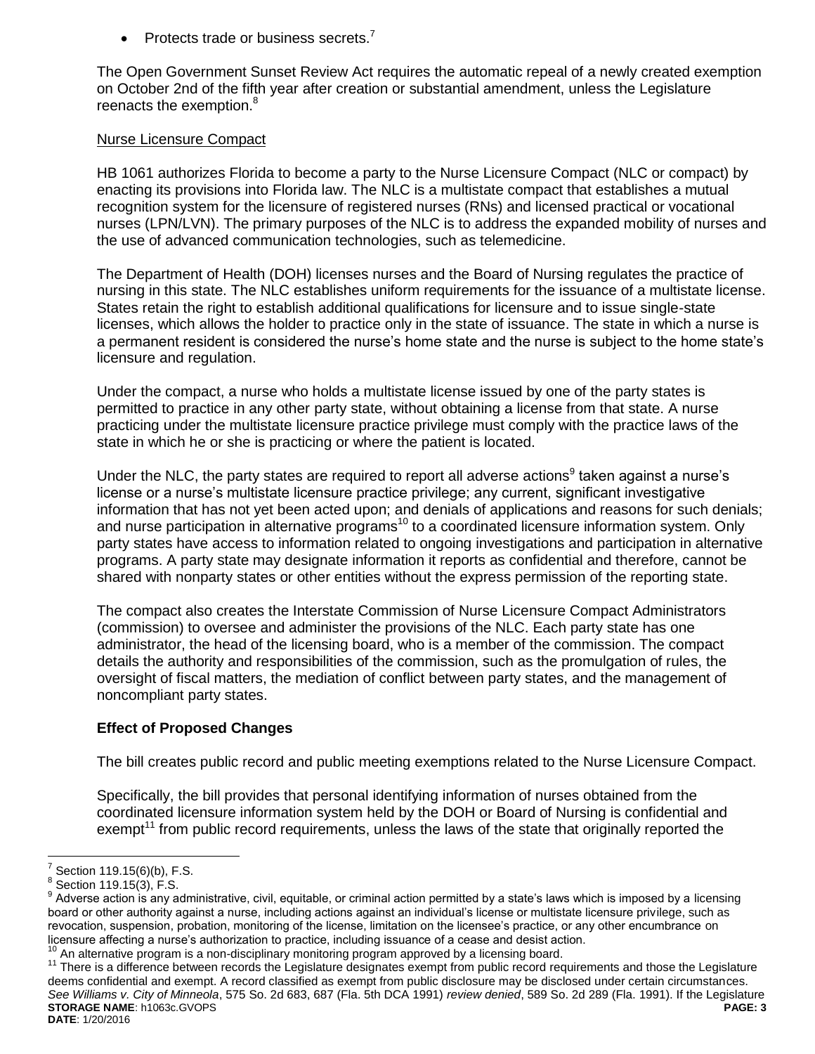- Protects trade or business secrets.[7]

The Open Government Sunset Review Act requires the automatic repeal of a newly created exemption on October 2nd of the fifth year after creation or substantial amendment, unless the Legislature reenacts the exemption.[8]

Nurse Licensure Compact

HB 1061 authorizes Florida to become a party to the Nurse Licensure Compact (NLC or compact) by enacting its provisions into Florida law. The NLC is a multistate compact that establishes a mutual recognition system for the licensure of registered nurses (RNs) and licensed practical or vocational nurses (LPN/LVN). The primary purposes of the NLC is to address the expanded mobility of nurses and the use of advanced communication technologies, such as telemedicine.

The Department of Health (DOH) licenses nurses and the Board of Nursing regulates the practice of nursing in this state. The NLC establishes uniform requirements for the issuance of a multistate license. States retain the right to establish additional qualifications for licensure and to issue single-state licenses, which allows the holder to practice only in the state of issuance. The state in which a nurse is a permanent resident is considered the nurse's home state and the nurse is subject to the home state's licensure and regulation.

Under the compact, a nurse who holds a multistate license issued by one of the party states is permitted to practice in any other party state, without obtaining a license from that state. A nurse practicing under the multistate licensure practice privilege must comply with the practice laws of the state in which he or she is practicing or where the patient is located.

Under the NLC, the party states are required to report all adverse actions[9] taken against a nurse's license or a nurse's multistate licensure practice privilege; any current, significant investigative information that has not yet been acted upon; and denials of applications and reasons for such denials; and nurse participation in alternative programs[10] to a coordinated licensure information system. Only party states have access to information related to ongoing investigations and participation in alternative programs. A party state may designate information it reports as confidential and therefore, cannot be shared with nonparty states or other entities without the express permission of the reporting state.

The compact also creates the Interstate Commission of Nurse Licensure Compact Administrators (commission) to oversee and administer the provisions of the NLC. Each party state has one administrator, the head of the licensing board, who is a member of the commission. The compact details the authority and responsibilities of the commission, such as the promulgation of rules, the oversight of fiscal matters, the mediation of conflict between party states, and the management of noncompliant party states.

**Effect of Proposed Changes**

The bill creates public record and public meeting exemptions related to the Nurse Licensure Compact.

Specifically, the bill provides that personal identifying information of nurses obtained from the coordinated licensure information system held by the DOH or Board of Nursing is confidential and exempt[11] from public record requirements, unless the laws of the state that originally reported the

---

[7] Section 119.15(6)(b), F.S.

[8] Section 119.15(3), F.S.

[9] Adverse action is any administrative, civil, equitable, or criminal action permitted by a state's laws which is imposed by a licensing board or other authority against a nurse, including actions against an individual's license or multistate licensure privilege, such as revocation, suspension, probation, monitoring of the license, limitation on the licensee's practice, or any other encumbrance on licensure affecting a nurse's authorization to practice, including issuance of a cease and desist action.

[10] An alternative program is a non-disciplinary monitoring program approved by a licensing board.

[11] There is a difference between records the Legislature designates exempt from public record requirements and those the Legislature deems confidential and exempt. A record classified as exempt from public disclosure may be disclosed under certain circumstances. *See Williams v. City of Minneola*, 575 So. 2d 683, 687 (Fla. 5th DCA 1991) *review denied*, 589 So. 2d 289 (Fla. 1991). If the Legislature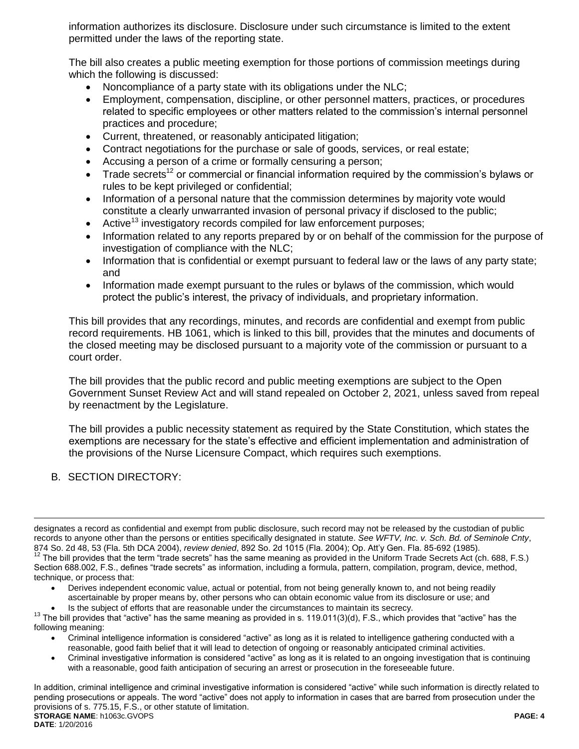information authorizes its disclosure. Disclosure under such circumstance is limited to the extent permitted under the laws of the reporting state.

The bill also creates a public meeting exemption for those portions of commission meetings during which the following is discussed:

- Noncompliance of a party state with its obligations under the NLC;
- Employment, compensation, discipline, or other personnel matters, practices, or procedures related to specific employees or other matters related to the commission's internal personnel practices and procedure;
- Current, threatened, or reasonably anticipated litigation;
- Contract negotiations for the purchase or sale of goods, services, or real estate;
- Accusing a person of a crime or formally censuring a person;
- Trade secrets[12] or commercial or financial information required by the commission's bylaws or rules to be kept privileged or confidential;
- Information of a personal nature that the commission determines by majority vote would constitute a clearly unwarranted invasion of personal privacy if disclosed to the public;
- Active[13] investigatory records compiled for law enforcement purposes;
- Information related to any reports prepared by or on behalf of the commission for the purpose of investigation of compliance with the NLC;
- Information that is confidential or exempt pursuant to federal law or the laws of any party state; and
- Information made exempt pursuant to the rules or bylaws of the commission, which would protect the public's interest, the privacy of individuals, and proprietary information.

This bill provides that any recordings, minutes, and records are confidential and exempt from public record requirements. HB 1061, which is linked to this bill, provides that the minutes and documents of the closed meeting may be disclosed pursuant to a majority vote of the commission or pursuant to a court order.

The bill provides that the public record and public meeting exemptions are subject to the Open Government Sunset Review Act and will stand repealed on October 2, 2021, unless saved from repeal by reenactment by the Legislature.

The bill provides a public necessity statement as required by the State Constitution, which states the exemptions are necessary for the state's effective and efficient implementation and administration of the provisions of the Nurse Licensure Compact, which requires such exemptions.

B. SECTION DIRECTORY:

---

designates a record as confidential and exempt from public disclosure, such record may not be released by the custodian of public records to anyone other than the persons or entities specifically designated in statute. *See WFTV, Inc. v. Sch. Bd. of Seminole Cnty*, 874 So. 2d 48, 53 (Fla. 5th DCA 2004), *review denied*, 892 So. 2d 1015 (Fla. 2004); Op. Att'y Gen. Fla. 85-692 (1985).

[12] The bill provides that the term "trade secrets" has the same meaning as provided in the Uniform Trade Secrets Act (ch. 688, F.S.) Section 688.002, F.S., defines "trade secrets" as information, including a formula, pattern, compilation, program, device, method, technique, or process that:

- Derives independent economic value, actual or potential, from not being generally known to, and not being readily ascertainable by proper means by, other persons who can obtain economic value from its disclosure or use; and
- Is the subject of efforts that are reasonable under the circumstances to maintain its secrecy.

[13] The bill provides that "active" has the same meaning as provided in s. 119.011(3)(d), F.S., which provides that "active" has the following meaning:

- Criminal intelligence information is considered "active" as long as it is related to intelligence gathering conducted with a reasonable, good faith belief that it will lead to detection of ongoing or reasonably anticipated criminal activities.
- Criminal investigative information is considered "active" as long as it is related to an ongoing investigation that is continuing with a reasonable, good faith anticipation of securing an arrest or prosecution in the foreseeable future.

In addition, criminal intelligence and criminal investigative information is considered "active" while such information is directly related to pending prosecutions or appeals. The word "active" does not apply to information in cases that are barred from prosecution under the provisions of s. 775.15, F.S., or other statute of limitation.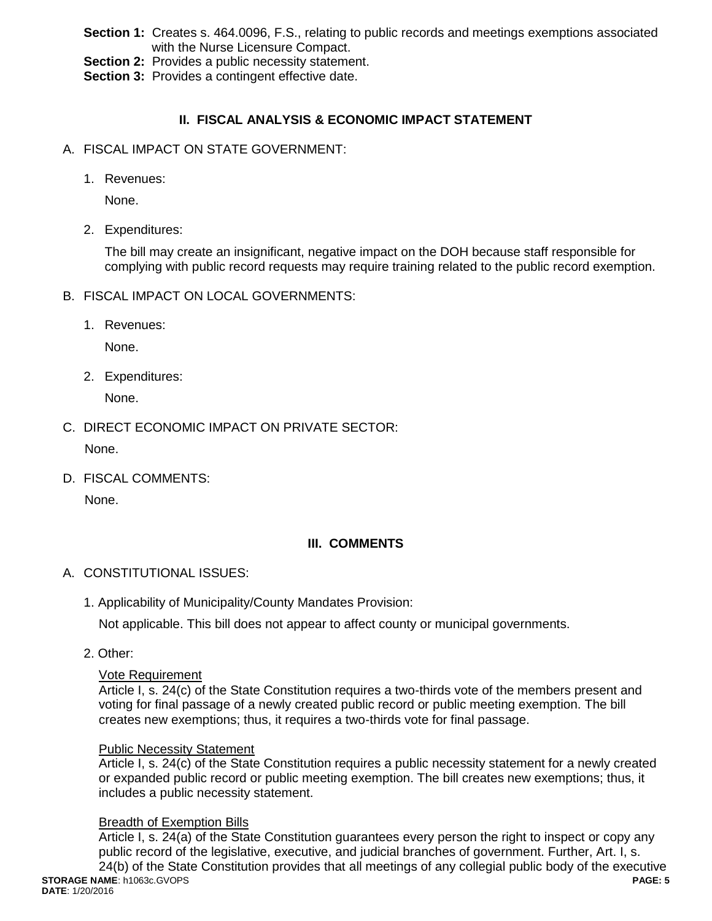**Section 1:** Creates s. 464.0096, F.S., relating to public records and meetings exemptions associated with the Nurse Licensure Compact.
**Section 2:** Provides a public necessity statement.
**Section 3:** Provides a contingent effective date.

## II. FISCAL ANALYSIS & ECONOMIC IMPACT STATEMENT

A. FISCAL IMPACT ON STATE GOVERNMENT:

1. Revenues:

   None.

2. Expenditures:

   The bill may create an insignificant, negative impact on the DOH because staff responsible for complying with public record requests may require training related to the public record exemption.

B. FISCAL IMPACT ON LOCAL GOVERNMENTS:

1. Revenues:

   None.

2. Expenditures:

   None.

C. DIRECT ECONOMIC IMPACT ON PRIVATE SECTOR:

   None.

D. FISCAL COMMENTS:

   None.

## III. COMMENTS

A. CONSTITUTIONAL ISSUES:

1. Applicability of Municipality/County Mandates Provision:

   Not applicable. This bill does not appear to affect county or municipal governments.

2. Other:

   Vote Requirement
   Article I, s. 24(c) of the State Constitution requires a two-thirds vote of the members present and voting for final passage of a newly created public record or public meeting exemption. The bill creates new exemptions; thus, it requires a two-thirds vote for final passage.

   Public Necessity Statement
   Article I, s. 24(c) of the State Constitution requires a public necessity statement for a newly created or expanded public record or public meeting exemption. The bill creates new exemptions; thus, it includes a public necessity statement.

   Breadth of Exemption Bills
   Article I, s. 24(a) of the State Constitution guarantees every person the right to inspect or copy any public record of the legislative, executive, and judicial branches of government. Further, Art. I, s. 24(b) of the State Constitution provides that all meetings of any collegial public body of the executive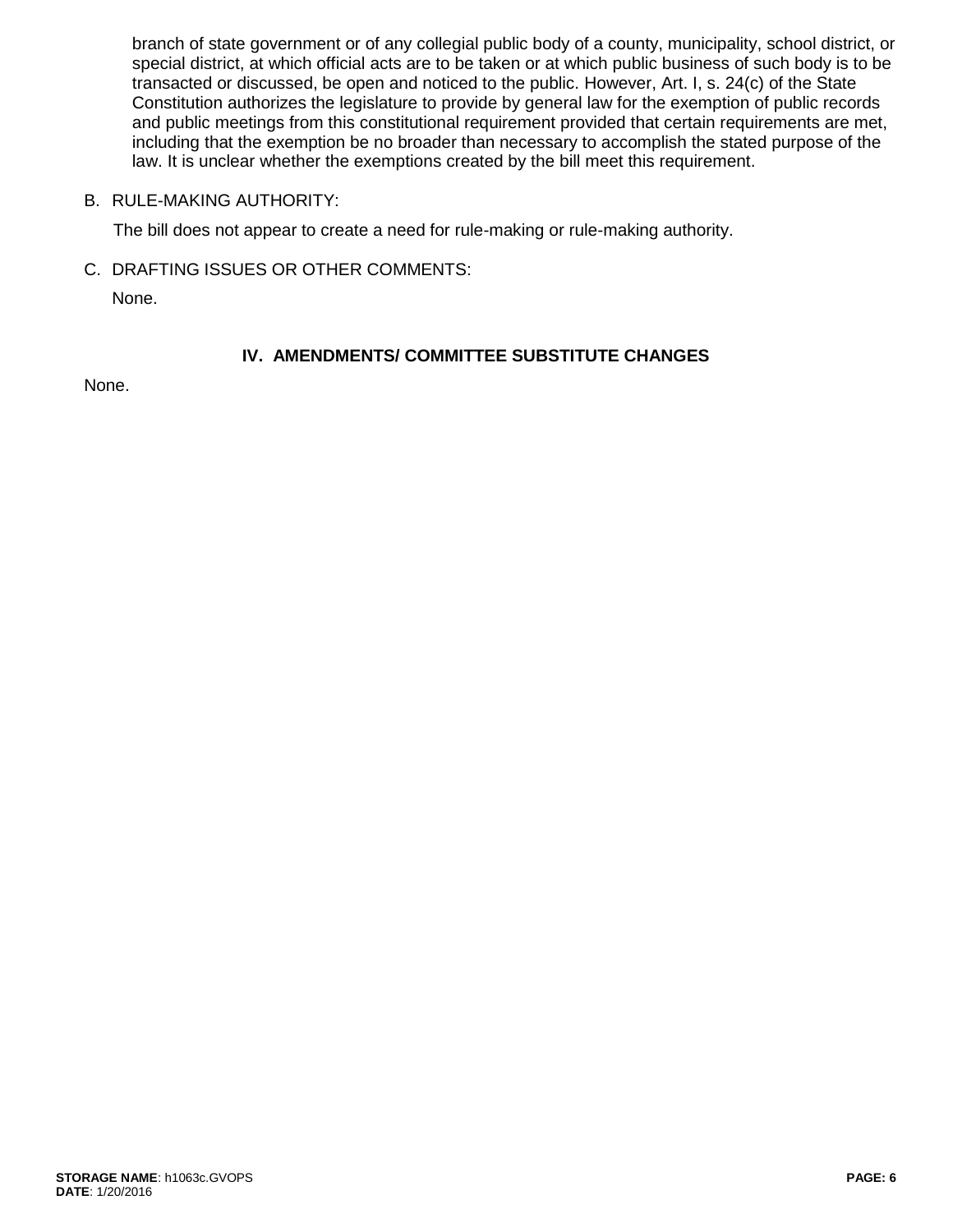branch of state government or of any collegial public body of a county, municipality, school district, or special district, at which official acts are to be taken or at which public business of such body is to be transacted or discussed, be open and noticed to the public. However, Art. I, s. 24(c) of the State Constitution authorizes the legislature to provide by general law for the exemption of public records and public meetings from this constitutional requirement provided that certain requirements are met, including that the exemption be no broader than necessary to accomplish the stated purpose of the law. It is unclear whether the exemptions created by the bill meet this requirement.

B. RULE-MAKING AUTHORITY:

The bill does not appear to create a need for rule-making or rule-making authority.

C. DRAFTING ISSUES OR OTHER COMMENTS:

None.

## IV. AMENDMENTS/ COMMITTEE SUBSTITUTE CHANGES

None.